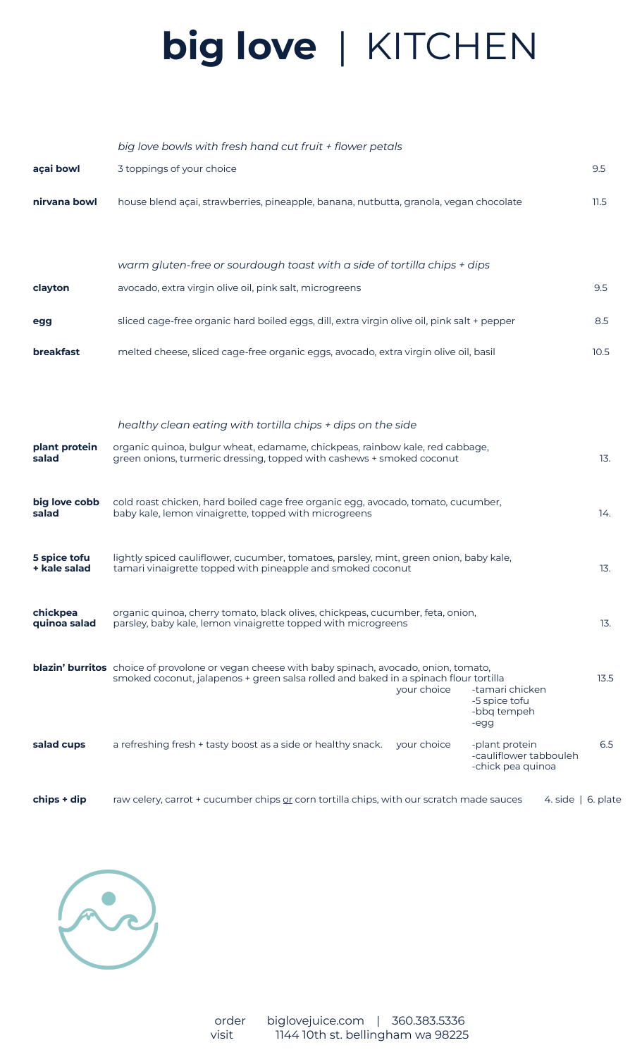# **big love** | KITCHEN

*big love bowls with fresh hand cut fruit + flower petals*

| | | |
|---|---|---|
| **açai bowl** | 3 toppings of your choice | 9.5 |
| **nirvana bowl** | house blend açai, strawberries, pineapple, banana, nutbutta, granola, vegan chocolate | 11.5 |

*warm gluten-free or sourdough toast with a side of tortilla chips + dips*

| | | |
|---|---|---|
| **clayton** | avocado, extra virgin olive oil, pink salt, microgreens | 9.5 |
| **egg** | sliced cage-free organic hard boiled eggs, dill, extra virgin olive oil, pink salt + pepper | 8.5 |
| **breakfast** | melted cheese, sliced cage-free organic eggs, avocado, extra virgin olive oil, basil | 10.5 |

*healthy clean eating with tortilla chips + dips on the side*

| | | |
|---|---|---|
| **plant protein salad** | organic quinoa, bulgur wheat, edamame, chickpeas, rainbow kale, red cabbage, green onions, turmeric dressing, topped with cashews + smoked coconut | 13. |
| **big love cobb salad** | cold roast chicken, hard boiled cage free organic egg, avocado, tomato, cucumber, baby kale, lemon vinaigrette, topped with microgreens | 14. |
| **5 spice tofu + kale salad** | lightly spiced cauliflower, cucumber, tomatoes, parsley, mint, green onion, baby kale, tamari vinaigrette topped with pineapple and smoked coconut | 13. |
| **chickpea quinoa salad** | organic quinoa, cherry tomato, black olives, chickpeas, cucumber, feta, onion, parsley, baby kale, lemon vinaigrette topped with microgreens | 13. |
| **blazin' burritos** | choice of provolone or vegan cheese with baby spinach, avocado, onion, tomato, smoked coconut, jalapenos + green salsa rolled and baked in a spinach flour tortilla<br>your choice: -tamari chicken -5 spice tofu -bbq tempeh -egg | 13.5 |
| **salad cups** | a refreshing fresh + tasty boost as a side or healthy snack.<br>your choice: -plant protein -cauliflower tabbouleh -chick pea quinoa | 6.5 |
| **chips + dip** | raw celery, carrot + cucumber chips or corn tortilla chips, with our scratch made sauces | 4. side \| 6. plate |

order biglovejuice.com | 360.383.5336
visit 1144 10th st. bellingham wa 98225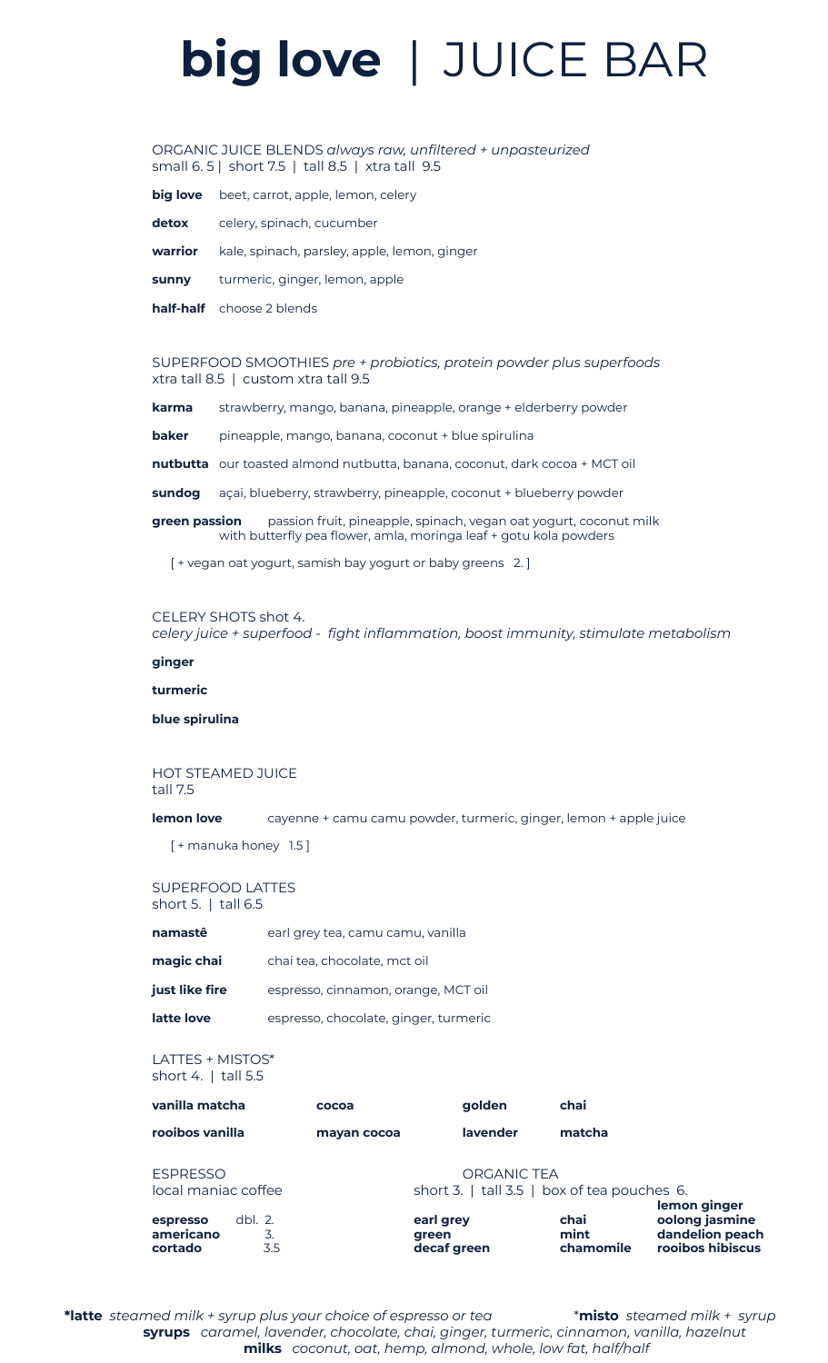# **big love** | JUICE BAR

## ORGANIC JUICE BLENDS *always raw, unfiltered + unpasteurized*

small 6. 5 | short 7.5 | tall 8.5 | xtra tall 9.5

**big love** beet, carrot, apple, lemon, celery

**detox** celery, spinach, cucumber

**warrior** kale, spinach, parsley, apple, lemon, ginger

**sunny** turmeric, ginger, lemon, apple

**half-half** choose 2 blends

## SUPERFOOD SMOOTHIES *pre + probiotics, protein powder plus superfoods*

xtra tall 8.5 | custom xtra tall 9.5

**karma** strawberry, mango, banana, pineapple, orange + elderberry powder

**baker** pineapple, mango, banana, coconut + blue spirulina

**nutbutta** our toasted almond nutbutta, banana, coconut, dark cocoa + MCT oil

**sundog** açai, blueberry, strawberry, pineapple, coconut + blueberry powder

**green passion** passion fruit, pineapple, spinach, vegan oat yogurt, coconut milk with butterfly pea flower, amla, moringa leaf + gotu kola powders

[ + vegan oat yogurt, samish bay yogurt or baby greens 2. ]

## CELERY SHOTS shot 4.

*celery juice + superfood - fight inflammation, boost immunity, stimulate metabolism*

**ginger**

**turmeric**

**blue spirulina**

## HOT STEAMED JUICE

tall 7.5

**lemon love** cayenne + camu camu powder, turmeric, ginger, lemon + apple juice

[ + manuka honey 1.5 ]

## SUPERFOOD LATTES

short 5. | tall 6.5

**namastê** earl grey tea, camu camu, vanilla

**magic chai** chai tea, chocolate, mct oil

**just like fire** espresso, cinnamon, orange, MCT oil

**latte love** espresso, chocolate, ginger, turmeric

## LATTES + MISTOS*

short 4. | tall 5.5

**vanilla matcha** · **cocoa** · **golden** · **chai**

**rooibos vanilla** · **mayan cocoa** · **lavender** · **matcha**

## ESPRESSO

local maniac coffee

| | |
|---|---|
| **espresso** | dbl. 2. |
| **americano** | 3. |
| **cortado** | 3.5 |

## ORGANIC TEA

short 3. | tall 3.5 | box of tea pouches 6.

**earl grey** · **green** · **decaf green** · **chai** · **mint** · **chamomile** · **lemon ginger** · **oolong jasmine** · **dandelion peach** · **rooibos hibiscus**

***latte** *steamed milk + syrup plus your choice of espresso or tea* 

***misto** *steamed milk + syrup*

**syrups** *caramel, lavender, chocolate, chai, ginger, turmeric, cinnamon, vanilla, hazelnut*

**milks** *coconut, oat, hemp, almond, whole, low fat, half/half*